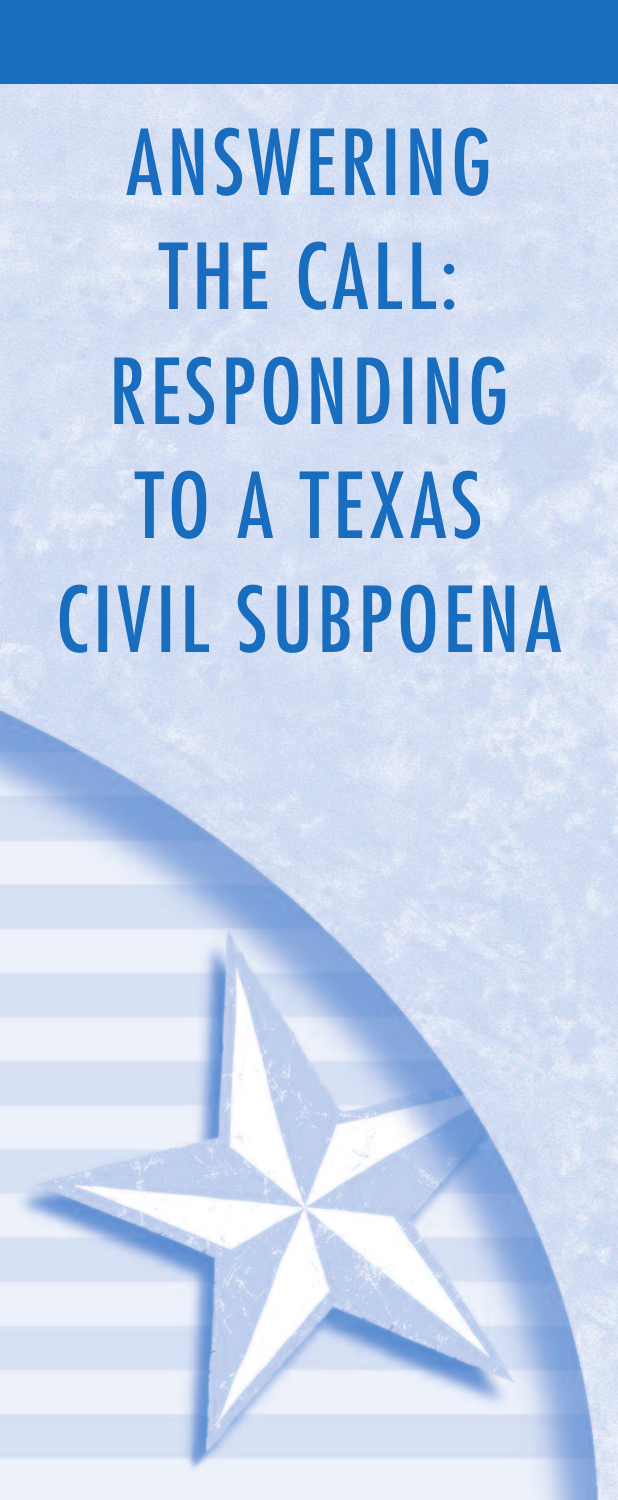# ANSWERING THE CALL: RESPONDING TO A TEXAS CIVIL SUBPOENA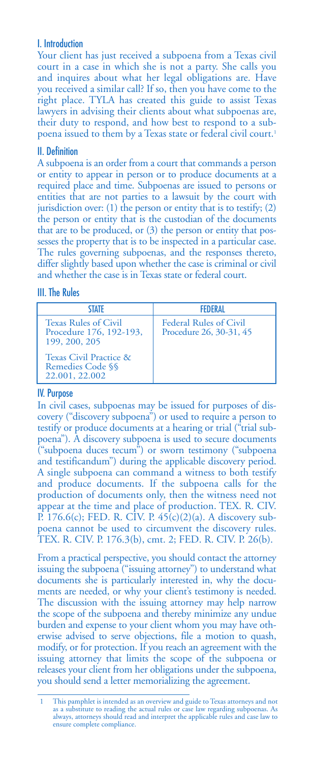## I. Introduction

Your client has just received a subpoena from a Texas civil court in a case in which she is not a party. She calls you and inquires about what her legal obligations are. Have you received a similar call? If so, then you have come to the right place. TYLA has created this guide to assist Texas lawyers in advising their clients about what subpoenas are, their duty to respond, and how best to respond to a subpoena issued to them by a Texas state or federal civil court.[1]

## II. Definition

A subpoena is an order from a court that commands a person or entity to appear in person or to produce documents at a required place and time. Subpoenas are issued to persons or entities that are not parties to a lawsuit by the court with jurisdiction over: (1) the person or entity that is to testify; (2) the person or entity that is the custodian of the documents that are to be produced, or (3) the person or entity that possesses the property that is to be inspected in a particular case. The rules governing subpoenas, and the responses thereto, differ slightly based upon whether the case is criminal or civil and whether the case is in Texas state or federal court.

## III. The Rules

| STATE | FEDERAL |
|---|---|
| Texas Rules of Civil Procedure 176, 192-193, 199, 200, 205 | Federal Rules of Civil Procedure 26, 30-31, 45 |
| Texas Civil Practice & Remedies Code §§ 22.001, 22.002 | |

## IV. Purpose

In civil cases, subpoenas may be issued for purposes of discovery ("discovery subpoena") or used to require a person to testify or produce documents at a hearing or trial ("trial subpoena"). A discovery subpoena is used to secure documents ("subpoena duces tecum") or sworn testimony ("subpoena and testificandum") during the applicable discovery period. A single subpoena can command a witness to both testify and produce documents. If the subpoena calls for the production of documents only, then the witness need not appear at the time and place of production. TEX. R. CIV. P. 176.6(c); FED. R. CIV. P. 45(c)(2)(a). A discovery subpoena cannot be used to circumvent the discovery rules. TEX. R. CIV. P. 176.3(b), cmt. 2; FED. R. CIV. P. 26(b).

From a practical perspective, you should contact the attorney issuing the subpoena ("issuing attorney") to understand what documents she is particularly interested in, why the documents are needed, or why your client's testimony is needed. The discussion with the issuing attorney may help narrow the scope of the subpoena and thereby minimize any undue burden and expense to your client whom you may have otherwise advised to serve objections, file a motion to quash, modify, or for protection. If you reach an agreement with the issuing attorney that limits the scope of the subpoena or releases your client from her obligations under the subpoena, you should send a letter memorializing the agreement.

---

1 This pamphlet is intended as an overview and guide to Texas attorneys and not as a substitute to reading the actual rules or case law regarding subpoenas. As always, attorneys should read and interpret the applicable rules and case law to ensure complete compliance.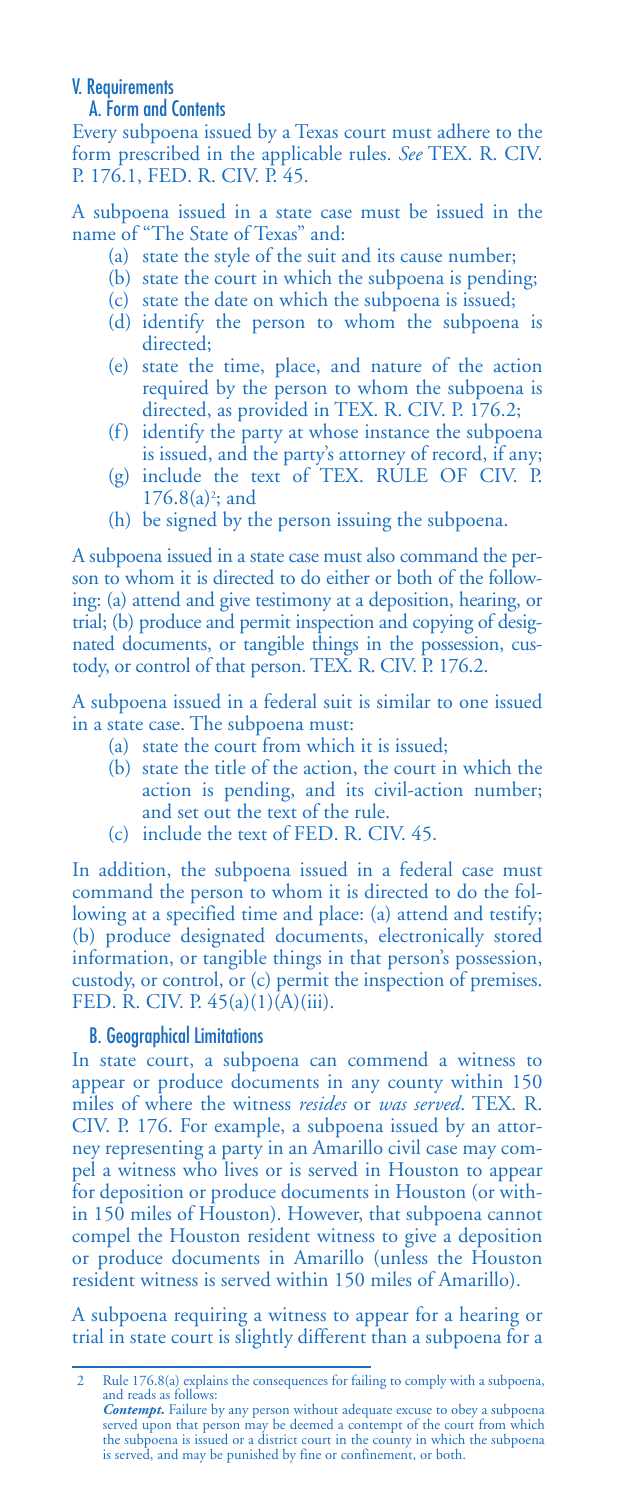## V. Requirements

### A. Form and Contents

Every subpoena issued by a Texas court must adhere to the form prescribed in the applicable rules. *See* TEX. R. CIV. P. 176.1, FED. R. CIV. P. 45.

A subpoena issued in a state case must be issued in the name of "The State of Texas" and:

- (a) state the style of the suit and its cause number;
- (b) state the court in which the subpoena is pending;
- (c) state the date on which the subpoena is issued;
- (d) identify the person to whom the subpoena is directed;
- (e) state the time, place, and nature of the action required by the person to whom the subpoena is directed, as provided in TEX. R. CIV. P. 176.2;
- (f) identify the party at whose instance the subpoena is issued, and the party's attorney of record, if any;
- (g) include the text of TEX. RULE OF CIV. P. 176.8(a)[2]; and
- (h) be signed by the person issuing the subpoena.

A subpoena issued in a state case must also command the person to whom it is directed to do either or both of the following: (a) attend and give testimony at a deposition, hearing, or trial; (b) produce and permit inspection and copying of designated documents, or tangible things in the possession, custody, or control of that person. TEX. R. CIV. P. 176.2.

A subpoena issued in a federal suit is similar to one issued in a state case. The subpoena must:

- (a) state the court from which it is issued;
- (b) state the title of the action, the court in which the action is pending, and its civil-action number; and set out the text of the rule.
- (c) include the text of FED. R. CIV. 45.

In addition, the subpoena issued in a federal case must command the person to whom it is directed to do the following at a specified time and place: (a) attend and testify; (b) produce designated documents, electronically stored information, or tangible things in that person's possession, custody, or control, or (c) permit the inspection of premises. FED. R. CIV. P. 45(a)(1)(A)(iii).

### B. Geographical Limitations

In state court, a subpoena can commend a witness to appear or produce documents in any county within 150 miles of where the witness *resides* or *was served*. TEX. R. CIV. P. 176. For example, a subpoena issued by an attorney representing a party in an Amarillo civil case may compel a witness who lives or is served in Houston to appear for deposition or produce documents in Houston (or within 150 miles of Houston). However, that subpoena cannot compel the Houston resident witness to give a deposition or produce documents in Amarillo (unless the Houston resident witness is served within 150 miles of Amarillo).

A subpoena requiring a witness to appear for a hearing or trial in state court is slightly different than a subpoena for a

---

2 Rule 176.8(a) explains the consequences for failing to comply with a subpoena, and reads as follows: ***Contempt.*** Failure by any person without adequate excuse to obey a subpoena served upon that person may be deemed a contempt of the court from which the subpoena is issued or a district court in the county in which the subpoena is served, and may be punished by fine or confinement, or both.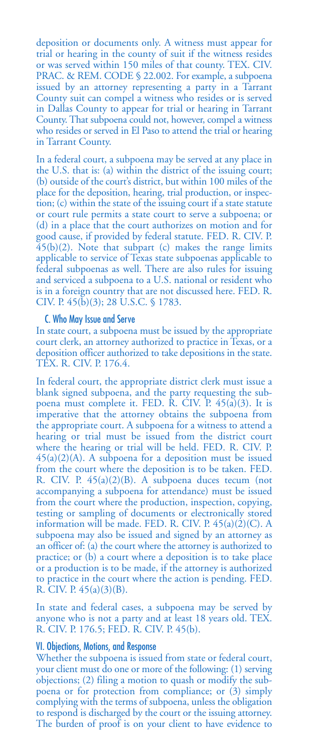deposition or documents only. A witness must appear for trial or hearing in the county of suit if the witness resides or was served within 150 miles of that county. TEX. CIV. PRAC. & REM. CODE § 22.002. For example, a subpoena issued by an attorney representing a party in a Tarrant County suit can compel a witness who resides or is served in Dallas County to appear for trial or hearing in Tarrant County. That subpoena could not, however, compel a witness who resides or served in El Paso to attend the trial or hearing in Tarrant County.

In a federal court, a subpoena may be served at any place in the U.S. that is: (a) within the district of the issuing court; (b) outside of the court's district, but within 100 miles of the place for the deposition, hearing, trial production, or inspection; (c) within the state of the issuing court if a state statute or court rule permits a state court to serve a subpoena; or (d) in a place that the court authorizes on motion and for good cause, if provided by federal statute. FED. R. CIV. P. 45(b)(2). Note that subpart (c) makes the range limits applicable to service of Texas state subpoenas applicable to federal subpoenas as well. There are also rules for issuing and serviced a subpoena to a U.S. national or resident who is in a foreign country that are not discussed here. FED. R. CIV. P. 45(b)(3); 28 U.S.C. § 1783.

### C. Who May Issue and Serve

In state court, a subpoena must be issued by the appropriate court clerk, an attorney authorized to practice in Texas, or a deposition officer authorized to take depositions in the state. TEX. R. CIV. P. 176.4.

In federal court, the appropriate district clerk must issue a blank signed subpoena, and the party requesting the subpoena must complete it. FED. R. CIV. P. 45(a)(3). It is imperative that the attorney obtains the subpoena from the appropriate court. A subpoena for a witness to attend a hearing or trial must be issued from the district court where the hearing or trial will be held. FED. R. CIV. P. 45(a)(2)(A). A subpoena for a deposition must be issued from the court where the deposition is to be taken. FED. R. CIV. P. 45(a)(2)(B). A subpoena duces tecum (not accompanying a subpoena for attendance) must be issued from the court where the production, inspection, copying, testing or sampling of documents or electronically stored information will be made. FED. R. CIV. P. 45(a)(2)(C). A subpoena may also be issued and signed by an attorney as an officer of: (a) the court where the attorney is authorized to practice; or (b) a court where a deposition is to take place or a production is to be made, if the attorney is authorized to practice in the court where the action is pending. FED. R. CIV. P. 45(a)(3)(B).

In state and federal cases, a subpoena may be served by anyone who is not a party and at least 18 years old. TEX. R. CIV. P. 176.5; FED. R. CIV. P. 45(b).

## VI. Objections, Motions, and Response

Whether the subpoena is issued from state or federal court, your client must do one or more of the following: (1) serving objections; (2) filing a motion to quash or modify the subpoena or for protection from compliance; or (3) simply complying with the terms of subpoena, unless the obligation to respond is discharged by the court or the issuing attorney. The burden of proof is on your client to have evidence to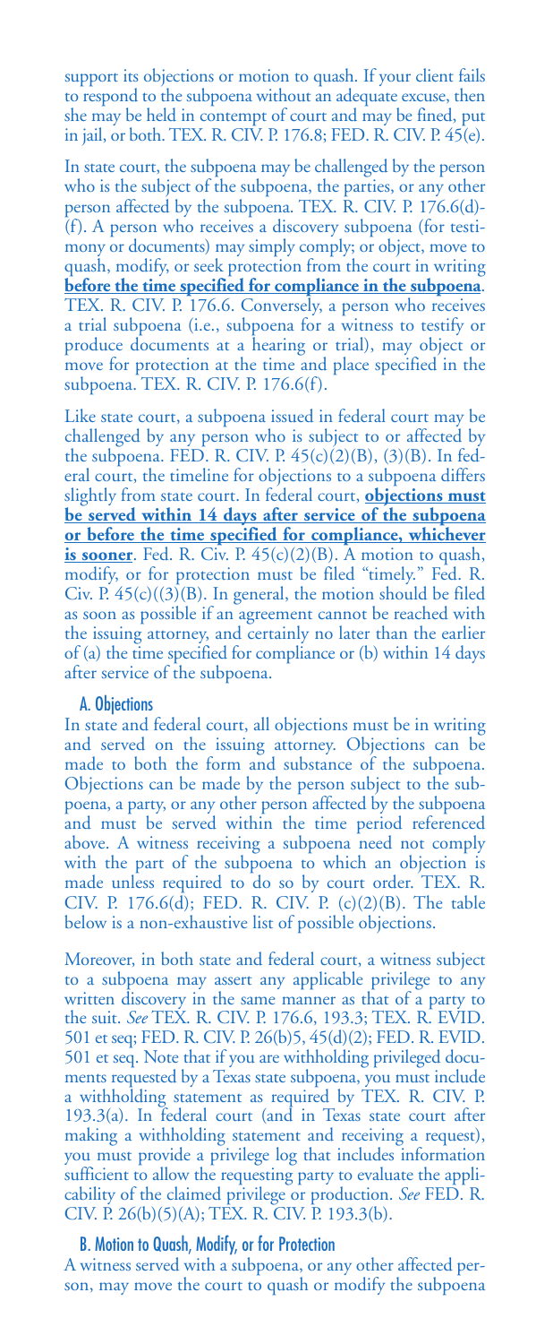support its objections or motion to quash. If your client fails to respond to the subpoena without an adequate excuse, then she may be held in contempt of court and may be fined, put in jail, or both. TEX. R. CIV. P. 176.8; FED. R. CIV. P. 45(e).

In state court, the subpoena may be challenged by the person who is the subject of the subpoena, the parties, or any other person affected by the subpoena. TEX. R. CIV. P. 176.6(d)-(f). A person who receives a discovery subpoena (for testimony or documents) may simply comply; or object, move to quash, modify, or seek protection from the court in writing **before the time specified for compliance in the subpoena**. TEX. R. CIV. P. 176.6. Conversely, a person who receives a trial subpoena (i.e., subpoena for a witness to testify or produce documents at a hearing or trial), may object or move for protection at the time and place specified in the subpoena. TEX. R. CIV. P. 176.6(f).

Like state court, a subpoena issued in federal court may be challenged by any person who is subject to or affected by the subpoena. FED. R. CIV. P. 45(c)(2)(B), (3)(B). In federal court, the timeline for objections to a subpoena differs slightly from state court. In federal court, **objections must be served within 14 days after service of the subpoena or before the time specified for compliance, whichever is sooner**. Fed. R. Civ. P. 45(c)(2)(B). A motion to quash, modify, or for protection must be filed "timely." Fed. R. Civ. P. 45(c)((3)(B). In general, the motion should be filed as soon as possible if an agreement cannot be reached with the issuing attorney, and certainly no later than the earlier of (a) the time specified for compliance or (b) within 14 days after service of the subpoena.

### A. Objections

In state and federal court, all objections must be in writing and served on the issuing attorney. Objections can be made to both the form and substance of the subpoena. Objections can be made by the person subject to the subpoena, a party, or any other person affected by the subpoena and must be served within the time period referenced above. A witness receiving a subpoena need not comply with the part of the subpoena to which an objection is made unless required to do so by court order. TEX. R. CIV. P. 176.6(d); FED. R. CIV. P. (c)(2)(B). The table below is a non-exhaustive list of possible objections.

Moreover, in both state and federal court, a witness subject to a subpoena may assert any applicable privilege to any written discovery in the same manner as that of a party to the suit. *See* TEX. R. CIV. P. 176.6, 193.3; TEX. R. EVID. 501 et seq; FED. R. CIV. P. 26(b)5, 45(d)(2); FED. R. EVID. 501 et seq. Note that if you are withholding privileged documents requested by a Texas state subpoena, you must include a withholding statement as required by TEX. R. CIV. P. 193.3(a). In federal court (and in Texas state court after making a withholding statement and receiving a request), you must provide a privilege log that includes information sufficient to allow the requesting party to evaluate the applicability of the claimed privilege or production. *See* FED. R. CIV. P. 26(b)(5)(A); TEX. R. CIV. P. 193.3(b).

### B. Motion to Quash, Modify, or for Protection

A witness served with a subpoena, or any other affected person, may move the court to quash or modify the subpoena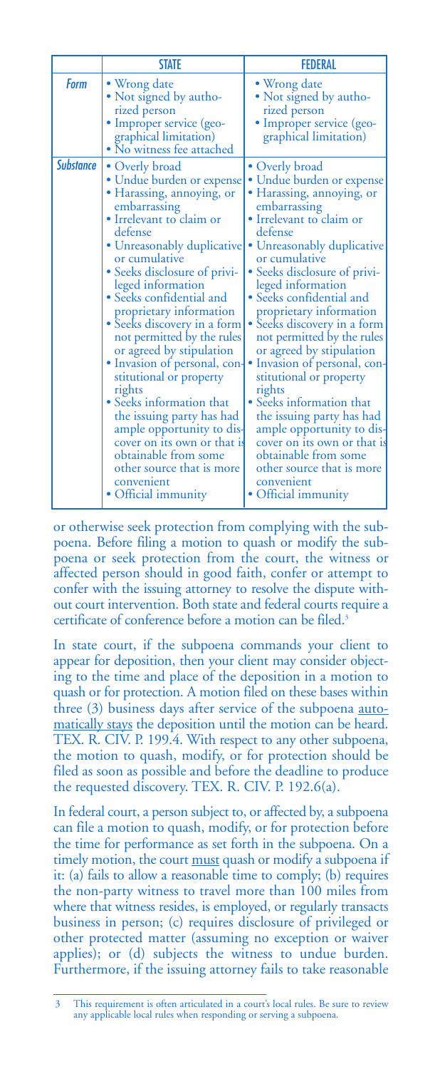| | STATE | FEDERAL |
|---|---|---|
| *Form* | • Wrong date<br>• Not signed by authorized person<br>• Improper service (geographical limitation)<br>• No witness fee attached | • Wrong date<br>• Not signed by authorized person<br>• Improper service (geographical limitation) |
| *Substance* | • Overly broad<br>• Undue burden or expense<br>• Harassing, annoying, or embarrassing<br>• Irrelevant to claim or defense<br>• Unreasonably duplicative or cumulative<br>• Seeks disclosure of privileged information<br>• Seeks confidential and proprietary information<br>• Seeks discovery in a form not permitted by the rules or agreed by stipulation<br>• Invasion of personal, constitutional or property rights<br>• Seeks information that the issuing party has had ample opportunity to discover on its own or that is obtainable from some other source that is more convenient<br>• Official immunity | • Overly broad<br>• Undue burden or expense<br>• Harassing, annoying, or embarrassing<br>• Irrelevant to claim or defense<br>• Unreasonably duplicative or cumulative<br>• Seeks disclosure of privileged information<br>• Seeks confidential and proprietary information<br>• Seeks discovery in a form not permitted by the rules or agreed by stipulation<br>• Invasion of personal, constitutional or property rights<br>• Seeks information that the issuing party has had ample opportunity to discover on its own or that is obtainable from some other source that is more convenient<br>• Official immunity |

or otherwise seek protection from complying with the subpoena. Before filing a motion to quash or modify the subpoena or seek protection from the court, the witness or affected person should in good faith, confer or attempt to confer with the issuing attorney to resolve the dispute without court intervention. Both state and federal courts require a certificate of conference before a motion can be filed.[3]

In state court, if the subpoena commands your client to appear for deposition, then your client may consider objecting to the time and place of the deposition in a motion to quash or for protection. A motion filed on these bases within three (3) business days after service of the subpoena automatically stays the deposition until the motion can be heard. TEX. R. CIV. P. 199.4. With respect to any other subpoena, the motion to quash, modify, or for protection should be filed as soon as possible and before the deadline to produce the requested discovery. TEX. R. CIV. P. 192.6(a).

In federal court, a person subject to, or affected by, a subpoena can file a motion to quash, modify, or for protection before the time for performance as set forth in the subpoena. On a timely motion, the court must quash or modify a subpoena if it: (a) fails to allow a reasonable time to comply; (b) requires the non-party witness to travel more than 100 miles from where that witness resides, is employed, or regularly transacts business in person; (c) requires disclosure of privileged or other protected matter (assuming no exception or waiver applies); or (d) subjects the witness to undue burden. Furthermore, if the issuing attorney fails to take reasonable

3 This requirement is often articulated in a court's local rules. Be sure to review any applicable local rules when responding or serving a subpoena.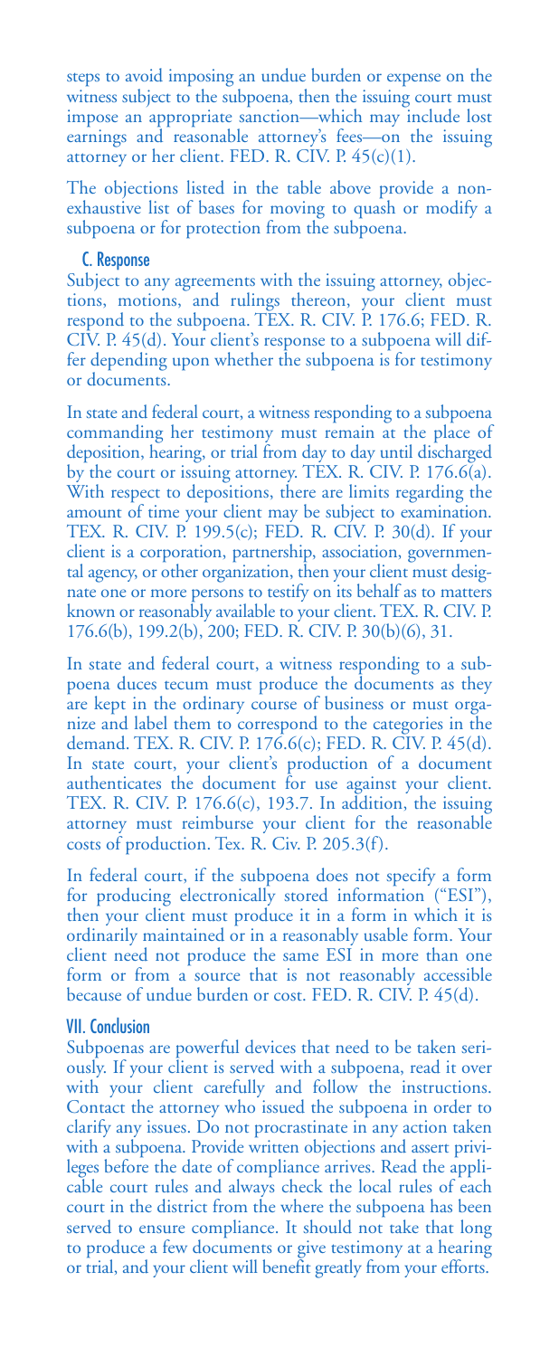steps to avoid imposing an undue burden or expense on the witness subject to the subpoena, then the issuing court must impose an appropriate sanction—which may include lost earnings and reasonable attorney's fees—on the issuing attorney or her client. FED. R. CIV. P. 45(c)(1).

The objections listed in the table above provide a non-exhaustive list of bases for moving to quash or modify a subpoena or for protection from the subpoena.

### C. Response

Subject to any agreements with the issuing attorney, objections, motions, and rulings thereon, your client must respond to the subpoena. TEX. R. CIV. P. 176.6; FED. R. CIV. P. 45(d). Your client's response to a subpoena will differ depending upon whether the subpoena is for testimony or documents.

In state and federal court, a witness responding to a subpoena commanding her testimony must remain at the place of deposition, hearing, or trial from day to day until discharged by the court or issuing attorney. TEX. R. CIV. P. 176.6(a). With respect to depositions, there are limits regarding the amount of time your client may be subject to examination. TEX. R. CIV. P. 199.5(c); FED. R. CIV. P. 30(d). If your client is a corporation, partnership, association, governmental agency, or other organization, then your client must designate one or more persons to testify on its behalf as to matters known or reasonably available to your client. TEX. R. CIV. P. 176.6(b), 199.2(b), 200; FED. R. CIV. P. 30(b)(6), 31.

In state and federal court, a witness responding to a subpoena duces tecum must produce the documents as they are kept in the ordinary course of business or must organize and label them to correspond to the categories in the demand. TEX. R. CIV. P. 176.6(c); FED. R. CIV. P. 45(d). In state court, your client's production of a document authenticates the document for use against your client. TEX. R. CIV. P. 176.6(c), 193.7. In addition, the issuing attorney must reimburse your client for the reasonable costs of production. Tex. R. Civ. P. 205.3(f).

In federal court, if the subpoena does not specify a form for producing electronically stored information ("ESI"), then your client must produce it in a form in which it is ordinarily maintained or in a reasonably usable form. Your client need not produce the same ESI in more than one form or from a source that is not reasonably accessible because of undue burden or cost. FED. R. CIV. P. 45(d).

## VII. Conclusion

Subpoenas are powerful devices that need to be taken seriously. If your client is served with a subpoena, read it over with your client carefully and follow the instructions. Contact the attorney who issued the subpoena in order to clarify any issues. Do not procrastinate in any action taken with a subpoena. Provide written objections and assert privileges before the date of compliance arrives. Read the applicable court rules and always check the local rules of each court in the district from the where the subpoena has been served to ensure compliance. It should not take that long to produce a few documents or give testimony at a hearing or trial, and your client will benefit greatly from your efforts.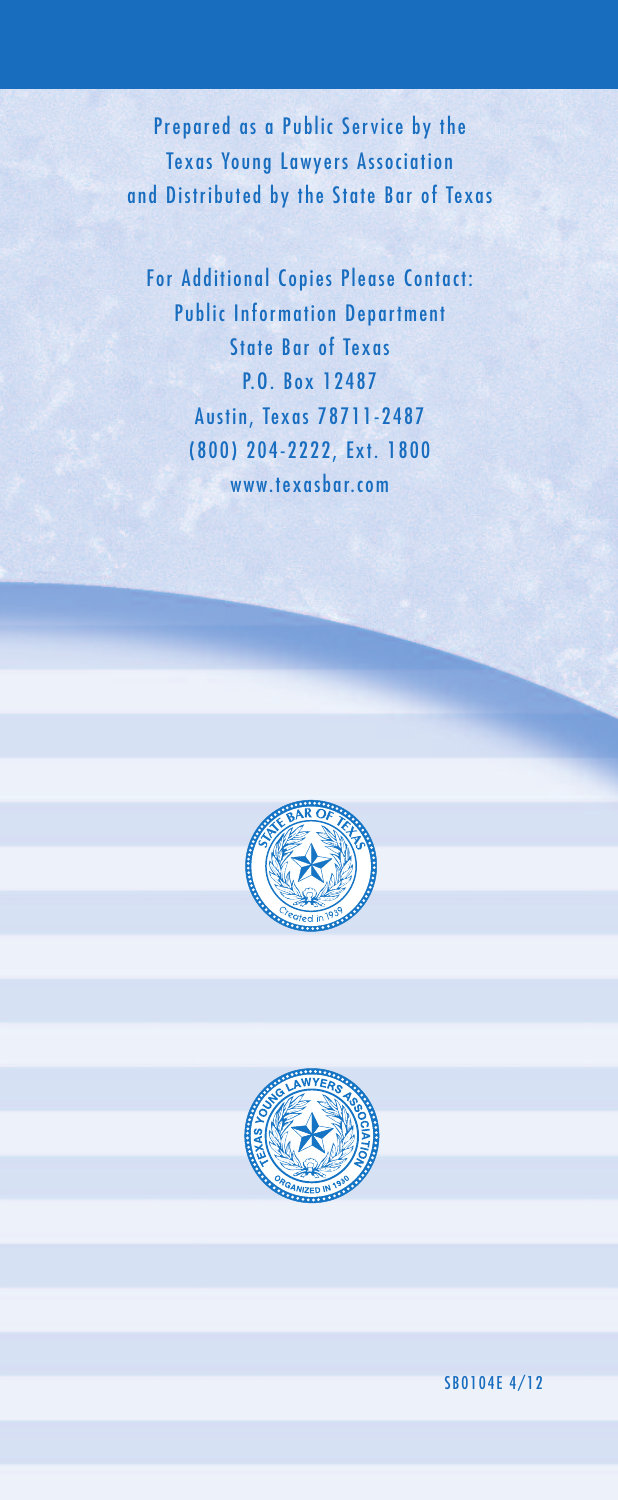Prepared as a Public Service by the
Texas Young Lawyers Association
and Distributed by the State Bar of Texas

For Additional Copies Please Contact:
Public Information Department
State Bar of Texas
P.O. Box 12487
Austin, Texas 78711-2487
(800) 204-2222, Ext. 1800
www.texasbar.com

SB0104E 4/12